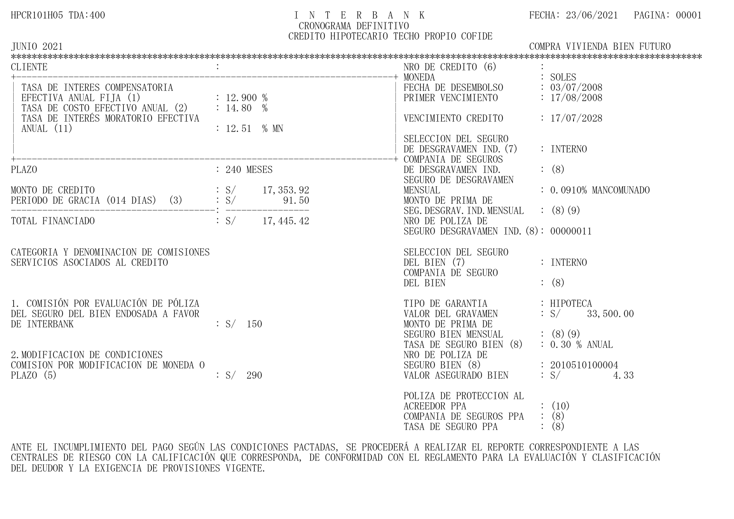HPCR101H05 TDA:400

# INTERBANK

## CRONOGRAMA DEFINITIVO
## CREDITO HIPOTECARIO TECHO PROPIO COFIDE

FECHA: 23/06/2021 PAGINA: 00001

JUNIO 2021 — COMPRA VIVIENDA BIEN FUTURO

***

| | |
|---|---|
| CLIENTE | : |
| TASA DE INTERES COMPENSATORIA EFECTIVA ANUAL FIJA (1) | : 12.900 % |
| TASA DE COSTO EFECTIVO ANUAL (2) | : 14.80 % |
| TASA DE INTERÉS MORATORIO EFECTIVA ANUAL (11) | : 12.51 % MN |
| PLAZO | : 240 MESES |
| MONTO DE CREDITO | : S/ 17,353.92 |
| PERIODO DE GRACIA (014 DIAS) (3) | : S/ 91.50 |
| TOTAL FINANCIADO | : S/ 17,445.42 |

CATEGORIA Y DENOMINACION DE COMISIONES SERVICIOS ASOCIADOS AL CREDITO

1. COMISIÓN POR EVALUACIÓN DE PÓLIZA DEL SEGURO DEL BIEN ENDOSADA A FAVOR DE INTERBANK : S/ 150

2. MODIFICACION DE CONDICIONES COMISION POR MODIFICACION DE MONEDA O PLAZO (5) : S/ 290

| | |
|---|---|
| NRO DE CREDITO (6) | : |
| MONEDA | : SOLES |
| FECHA DE DESEMBOLSO | : 03/07/2008 |
| PRIMER VENCIMIENTO | : 17/08/2008 |
| VENCIMIENTO CREDITO | : 17/07/2028 |
| SELECCION DEL SEGURO DE DESGRAVAMEN IND. (7) | : INTERNO |
| COMPANIA DE SEGUROS DE DESGRAVAMEN IND. | : (8) |
| SEGURO DE DESGRAVAMEN MENSUAL | : 0.0910% MANCOMUNADO |
| MONTO DE PRIMA DE SEG.DESGRAV.IND.MENSUAL | : (8)(9) |
| NRO DE POLIZA DE SEGURO DESGRAVAMEN IND. (8) | : 00000011 |
| SELECCION DEL SEGURO DEL BIEN (7) | : INTERNO |
| COMPANIA DE SEGURO DEL BIEN | : (8) |
| TIPO DE GARANTIA | : HIPOTECA |
| VALOR DEL GRAVAMEN | : S/ 33,500.00 |
| MONTO DE PRIMA DE SEGURO BIEN MENSUAL | : (8)(9) |
| TASA DE SEGURO BIEN (8) | : 0.30 % ANUAL |
| NRO DE POLIZA DE SEGURO BIEN (8) | : 2010510100004 |
| VALOR ASEGURADO BIEN | : S/ 4.33 |
| POLIZA DE PROTECCION AL ACREEDOR PPA | : (10) |
| COMPANIA DE SEGUROS PPA | : (8) |
| TASA DE SEGURO PPA | : (8) |

ANTE EL INCUMPLIMIENTO DEL PAGO SEGÚN LAS CONDICIONES PACTADAS, SE PROCEDERÁ A REALIZAR EL REPORTE CORRESPONDIENTE A LAS CENTRALES DE RIESGO CON LA CALIFICACIÓN QUE CORRESPONDA, DE CONFORMIDAD CON EL REGLAMENTO PARA LA EVALUACIÓN Y CLASIFICACIÓN DEL DEUDOR Y LA EXIGENCIA DE PROVISIONES VIGENTE.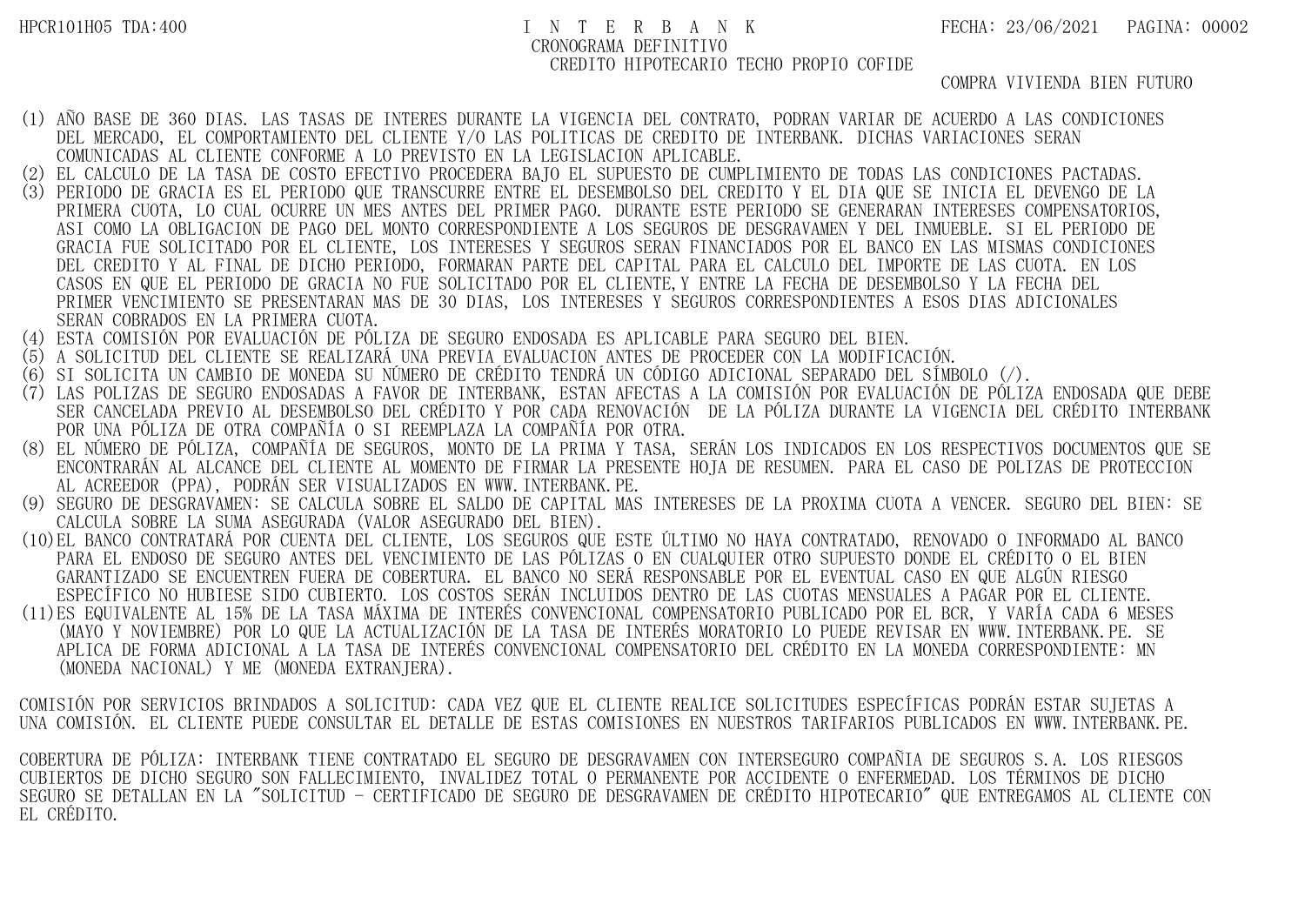# INTERBANK

## CRONOGRAMA DEFINITIVO

### CREDITO HIPOTECARIO TECHO PROPIO COFIDE

COMPRA VIVIENDA BIEN FUTURO

(1) AÑO BASE DE 360 DIAS. LAS TASAS DE INTERES DURANTE LA VIGENCIA DEL CONTRATO, PODRAN VARIAR DE ACUERDO A LAS CONDICIONES DEL MERCADO, EL COMPORTAMIENTO DEL CLIENTE Y/O LAS POLITICAS DE CREDITO DE INTERBANK. DICHAS VARIACIONES SERAN COMUNICADAS AL CLIENTE CONFORME A LO PREVISTO EN LA LEGISLACION APLICABLE.

(2) EL CALCULO DE LA TASA DE COSTO EFECTIVO PROCEDERA BAJO EL SUPUESTO DE CUMPLIMIENTO DE TODAS LAS CONDICIONES PACTADAS.

(3) PERIODO DE GRACIA ES EL PERIODO QUE TRANSCURRE ENTRE EL DESEMBOLSO DEL CREDITO Y EL DIA QUE SE INICIA EL DEVENGO DE LA PRIMERA CUOTA, LO CUAL OCURRE UN MES ANTES DEL PRIMER PAGO. DURANTE ESTE PERIODO SE GENERARAN INTERESES COMPENSATORIOS, ASI COMO LA OBLIGACION DE PAGO DEL MONTO CORRESPONDIENTE A LOS SEGUROS DE DESGRAVAMEN Y DEL INMUEBLE. SI EL PERIODO DE GRACIA FUE SOLICITADO POR EL CLIENTE, LOS INTERESES Y SEGUROS SERAN FINANCIADOS POR EL BANCO EN LAS MISMAS CONDICIONES DEL CREDITO Y AL FINAL DE DICHO PERIODO, FORMARAN PARTE DEL CAPITAL PARA EL CALCULO DEL IMPORTE DE LAS CUOTA. EN LOS CASOS EN QUE EL PERIODO DE GRACIA NO FUE SOLICITADO POR EL CLIENTE,Y ENTRE LA FECHA DE DESEMBOLSO Y LA FECHA DEL PRIMER VENCIMIENTO SE PRESENTARAN MAS DE 30 DIAS, LOS INTERESES Y SEGUROS CORRESPONDIENTES A ESOS DIAS ADICIONALES SERAN COBRADOS EN LA PRIMERA CUOTA.

(4) ESTA COMISIÓN POR EVALUACIÓN DE PÓLIZA DE SEGURO ENDOSADA ES APLICABLE PARA SEGURO DEL BIEN.

(5) A SOLICITUD DEL CLIENTE SE REALIZARÁ UNA PREVIA EVALUACION ANTES DE PROCEDER CON LA MODIFICACIÓN.

(6) SI SOLICITA UN CAMBIO DE MONEDA SU NÚMERO DE CRÉDITO TENDRÁ UN CÓDIGO ADICIONAL SEPARADO DEL SÍMBOLO (/).

(7) LAS POLIZAS DE SEGURO ENDOSADAS A FAVOR DE INTERBANK, ESTAN AFECTAS A LA COMISIÓN POR EVALUACIÓN DE PÓLIZA ENDOSADA QUE DEBE SER CANCELADA PREVIO AL DESEMBOLSO DEL CRÉDITO Y POR CADA RENOVACIÓN DE LA PÓLIZA DURANTE LA VIGENCIA DEL CRÉDITO INTERBANK POR UNA PÓLIZA DE OTRA COMPAÑÍA O SI REEMPLAZA LA COMPAÑÍA POR OTRA.

(8) EL NÚMERO DE PÓLIZA, COMPAÑÍA DE SEGUROS, MONTO DE LA PRIMA Y TASA, SERÁN LOS INDICADOS EN LOS RESPECTIVOS DOCUMENTOS QUE SE ENCONTRARÁN AL ALCANCE DEL CLIENTE AL MOMENTO DE FIRMAR LA PRESENTE HOJA DE RESUMEN. PARA EL CASO DE POLIZAS DE PROTECCION AL ACREEDOR (PPA), PODRÁN SER VISUALIZADOS EN WWW.INTERBANK.PE.

(9) SEGURO DE DESGRAVAMEN: SE CALCULA SOBRE EL SALDO DE CAPITAL MAS INTERESES DE LA PROXIMA CUOTA A VENCER. SEGURO DEL BIEN: SE CALCULA SOBRE LA SUMA ASEGURADA (VALOR ASEGURADO DEL BIEN).

(10) EL BANCO CONTRATARÁ POR CUENTA DEL CLIENTE, LOS SEGUROS QUE ESTE ÚLTIMO NO HAYA CONTRATADO, RENOVADO O INFORMADO AL BANCO PARA EL ENDOSO DE SEGURO ANTES DEL VENCIMIENTO DE LAS PÓLIZAS O EN CUALQUIER OTRO SUPUESTO DONDE EL CRÉDITO O EL BIEN GARANTIZADO SE ENCUENTREN FUERA DE COBERTURA. EL BANCO NO SERÁ RESPONSABLE POR EL EVENTUAL CASO EN QUE ALGÚN RIESGO ESPECÍFICO NO HUBIESE SIDO CUBIERTO. LOS COSTOS SERÁN INCLUIDOS DENTRO DE LAS CUOTAS MENSUALES A PAGAR POR EL CLIENTE.

(11) ES EQUIVALENTE AL 15% DE LA TASA MÁXIMA DE INTERÉS CONVENCIONAL COMPENSATORIO PUBLICADO POR EL BCR, Y VARÍA CADA 6 MESES (MAYO Y NOVIEMBRE) POR LO QUE LA ACTUALIZACIÓN DE LA TASA DE INTERÉS MORATORIO LO PUEDE REVISAR EN WWW.INTERBANK.PE. SE APLICA DE FORMA ADICIONAL A LA TASA DE INTERÉS CONVENCIONAL COMPENSATORIO DEL CRÉDITO EN LA MONEDA CORRESPONDIENTE: MN (MONEDA NACIONAL) Y ME (MONEDA EXTRANJERA).

COMISIÓN POR SERVICIOS BRINDADOS A SOLICITUD: CADA VEZ QUE EL CLIENTE REALICE SOLICITUDES ESPECÍFICAS PODRÁN ESTAR SUJETAS A UNA COMISIÓN. EL CLIENTE PUEDE CONSULTAR EL DETALLE DE ESTAS COMISIONES EN NUESTROS TARIFARIOS PUBLICADOS EN WWW.INTERBANK.PE.

COBERTURA DE PÓLIZA: INTERBANK TIENE CONTRATADO EL SEGURO DE DESGRAVAMEN CON INTERSEGURO COMPAÑIA DE SEGUROS S.A. LOS RIESGOS CUBIERTOS DE DICHO SEGURO SON FALLECIMIENTO, INVALIDEZ TOTAL O PERMANENTE POR ACCIDENTE O ENFERMEDAD. LOS TÉRMINOS DE DICHO SEGURO SE DETALLAN EN LA "SOLICITUD - CERTIFICADO DE SEGURO DE DESGRAVAMEN DE CRÉDITO HIPOTECARIO" QUE ENTREGAMOS AL CLIENTE CON EL CRÉDITO.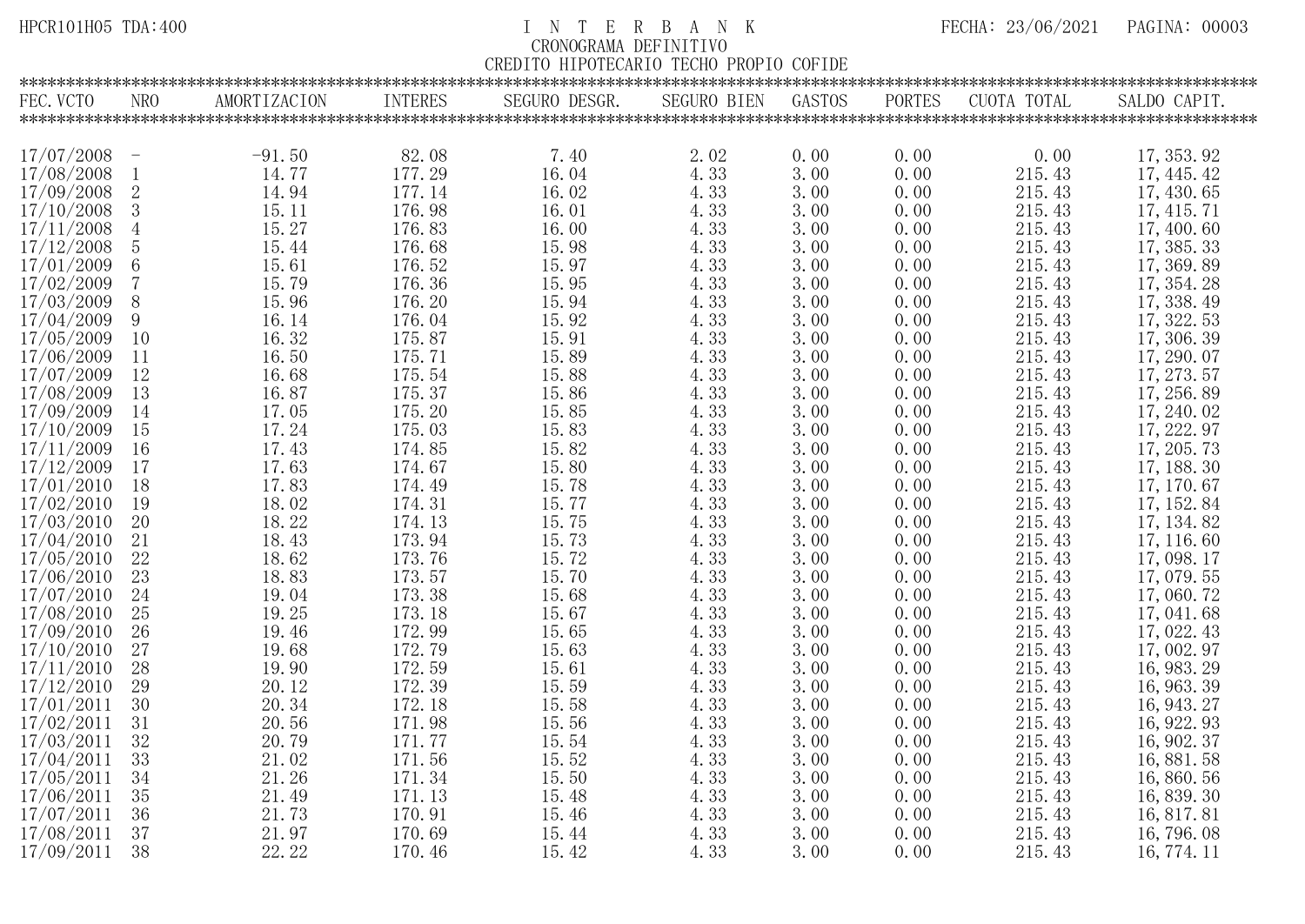HPCR101H05 TDA:400

# I N T E R B A N K

## CRONOGRAMA DEFINITIVO

## CREDITO HIPOTECARIO TECHO PROPIO COFIDE

FECHA: 23/06/2021

| FEC. VCTO | NRO | AMORTIZACION | INTERES | SEGURO DESGR. | SEGURO BIEN | GASTOS | PORTES | CUOTA TOTAL | SALDO CAPIT. |
|---|---|---|---|---|---|---|---|---|---|
| 17/07/2008 | - | -91.50 | 82.08 | 7.40 | 2.02 | 0.00 | 0.00 | 0.00 | 17,353.92 |
| 17/08/2008 | 1 | 14.77 | 177.29 | 16.04 | 4.33 | 3.00 | 0.00 | 215.43 | 17,445.42 |
| 17/09/2008 | 2 | 14.94 | 177.14 | 16.02 | 4.33 | 3.00 | 0.00 | 215.43 | 17,430.65 |
| 17/10/2008 | 3 | 15.11 | 176.98 | 16.01 | 4.33 | 3.00 | 0.00 | 215.43 | 17,415.71 |
| 17/11/2008 | 4 | 15.27 | 176.83 | 16.00 | 4.33 | 3.00 | 0.00 | 215.43 | 17,400.60 |
| 17/12/2008 | 5 | 15.44 | 176.68 | 15.98 | 4.33 | 3.00 | 0.00 | 215.43 | 17,385.33 |
| 17/01/2009 | 6 | 15.61 | 176.52 | 15.97 | 4.33 | 3.00 | 0.00 | 215.43 | 17,369.89 |
| 17/02/2009 | 7 | 15.79 | 176.36 | 15.95 | 4.33 | 3.00 | 0.00 | 215.43 | 17,354.28 |
| 17/03/2009 | 8 | 15.96 | 176.20 | 15.94 | 4.33 | 3.00 | 0.00 | 215.43 | 17,338.49 |
| 17/04/2009 | 9 | 16.14 | 176.04 | 15.92 | 4.33 | 3.00 | 0.00 | 215.43 | 17,322.53 |
| 17/05/2009 | 10 | 16.32 | 175.87 | 15.91 | 4.33 | 3.00 | 0.00 | 215.43 | 17,306.39 |
| 17/06/2009 | 11 | 16.50 | 175.71 | 15.89 | 4.33 | 3.00 | 0.00 | 215.43 | 17,290.07 |
| 17/07/2009 | 12 | 16.68 | 175.54 | 15.88 | 4.33 | 3.00 | 0.00 | 215.43 | 17,273.57 |
| 17/08/2009 | 13 | 16.87 | 175.37 | 15.86 | 4.33 | 3.00 | 0.00 | 215.43 | 17,256.89 |
| 17/09/2009 | 14 | 17.05 | 175.20 | 15.85 | 4.33 | 3.00 | 0.00 | 215.43 | 17,240.02 |
| 17/10/2009 | 15 | 17.24 | 175.03 | 15.83 | 4.33 | 3.00 | 0.00 | 215.43 | 17,222.97 |
| 17/11/2009 | 16 | 17.43 | 174.85 | 15.82 | 4.33 | 3.00 | 0.00 | 215.43 | 17,205.73 |
| 17/12/2009 | 17 | 17.63 | 174.67 | 15.80 | 4.33 | 3.00 | 0.00 | 215.43 | 17,188.30 |
| 17/01/2010 | 18 | 17.83 | 174.49 | 15.78 | 4.33 | 3.00 | 0.00 | 215.43 | 17,170.67 |
| 17/02/2010 | 19 | 18.02 | 174.31 | 15.77 | 4.33 | 3.00 | 0.00 | 215.43 | 17,152.84 |
| 17/03/2010 | 20 | 18.22 | 174.13 | 15.75 | 4.33 | 3.00 | 0.00 | 215.43 | 17,134.82 |
| 17/04/2010 | 21 | 18.43 | 173.94 | 15.73 | 4.33 | 3.00 | 0.00 | 215.43 | 17,116.60 |
| 17/05/2010 | 22 | 18.62 | 173.76 | 15.72 | 4.33 | 3.00 | 0.00 | 215.43 | 17,098.17 |
| 17/06/2010 | 23 | 18.83 | 173.57 | 15.70 | 4.33 | 3.00 | 0.00 | 215.43 | 17,079.55 |
| 17/07/2010 | 24 | 19.04 | 173.38 | 15.68 | 4.33 | 3.00 | 0.00 | 215.43 | 17,060.72 |
| 17/08/2010 | 25 | 19.25 | 173.18 | 15.67 | 4.33 | 3.00 | 0.00 | 215.43 | 17,041.68 |
| 17/09/2010 | 26 | 19.46 | 172.99 | 15.65 | 4.33 | 3.00 | 0.00 | 215.43 | 17,022.43 |
| 17/10/2010 | 27 | 19.68 | 172.79 | 15.63 | 4.33 | 3.00 | 0.00 | 215.43 | 17,002.97 |
| 17/11/2010 | 28 | 19.90 | 172.59 | 15.61 | 4.33 | 3.00 | 0.00 | 215.43 | 16,983.29 |
| 17/12/2010 | 29 | 20.12 | 172.39 | 15.59 | 4.33 | 3.00 | 0.00 | 215.43 | 16,963.39 |
| 17/01/2011 | 30 | 20.34 | 172.18 | 15.58 | 4.33 | 3.00 | 0.00 | 215.43 | 16,943.27 |
| 17/02/2011 | 31 | 20.56 | 171.98 | 15.56 | 4.33 | 3.00 | 0.00 | 215.43 | 16,922.93 |
| 17/03/2011 | 32 | 20.79 | 171.77 | 15.54 | 4.33 | 3.00 | 0.00 | 215.43 | 16,902.37 |
| 17/04/2011 | 33 | 21.02 | 171.56 | 15.52 | 4.33 | 3.00 | 0.00 | 215.43 | 16,881.58 |
| 17/05/2011 | 34 | 21.26 | 171.34 | 15.50 | 4.33 | 3.00 | 0.00 | 215.43 | 16,860.56 |
| 17/06/2011 | 35 | 21.49 | 171.13 | 15.48 | 4.33 | 3.00 | 0.00 | 215.43 | 16,839.30 |
| 17/07/2011 | 36 | 21.73 | 170.91 | 15.46 | 4.33 | 3.00 | 0.00 | 215.43 | 16,817.81 |
| 17/08/2011 | 37 | 21.97 | 170.69 | 15.44 | 4.33 | 3.00 | 0.00 | 215.43 | 16,796.08 |
| 17/09/2011 | 38 | 22.22 | 170.46 | 15.42 | 4.33 | 3.00 | 0.00 | 215.43 | 16,774.11 |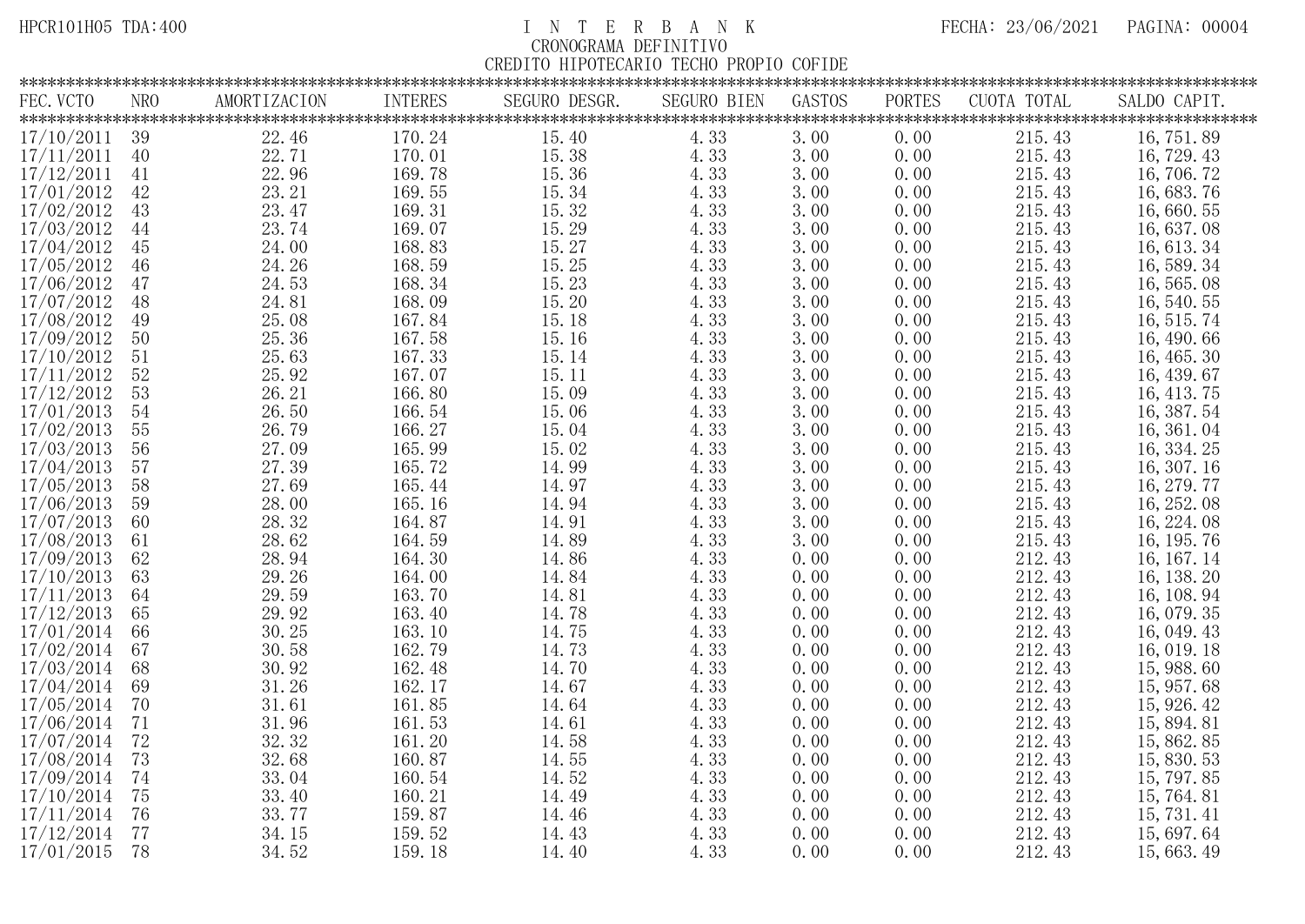HPCR101H05 TDA:400

# I N T E R B A N K

FECHA: 23/06/2021

CRONOGRAMA DEFINITIVO

CREDITO HIPOTECARIO TECHO PROPIO COFIDE

| FEC.VCTO | NRO | AMORTIZACION | INTERES | SEGURO DESGR. | SEGURO BIEN | GASTOS | PORTES | CUOTA TOTAL | SALDO CAPIT. |
|---|---|---|---|---|---|---|---|---|---|
| 17/10/2011 | 39 | 22.46 | 170.24 | 15.40 | 4.33 | 3.00 | 0.00 | 215.43 | 16,751.89 |
| 17/11/2011 | 40 | 22.71 | 170.01 | 15.38 | 4.33 | 3.00 | 0.00 | 215.43 | 16,729.43 |
| 17/12/2011 | 41 | 22.96 | 169.78 | 15.36 | 4.33 | 3.00 | 0.00 | 215.43 | 16,706.72 |
| 17/01/2012 | 42 | 23.21 | 169.55 | 15.34 | 4.33 | 3.00 | 0.00 | 215.43 | 16,683.76 |
| 17/02/2012 | 43 | 23.47 | 169.31 | 15.32 | 4.33 | 3.00 | 0.00 | 215.43 | 16,660.55 |
| 17/03/2012 | 44 | 23.74 | 169.07 | 15.29 | 4.33 | 3.00 | 0.00 | 215.43 | 16,637.08 |
| 17/04/2012 | 45 | 24.00 | 168.83 | 15.27 | 4.33 | 3.00 | 0.00 | 215.43 | 16,613.34 |
| 17/05/2012 | 46 | 24.26 | 168.59 | 15.25 | 4.33 | 3.00 | 0.00 | 215.43 | 16,589.34 |
| 17/06/2012 | 47 | 24.53 | 168.34 | 15.23 | 4.33 | 3.00 | 0.00 | 215.43 | 16,565.08 |
| 17/07/2012 | 48 | 24.81 | 168.09 | 15.20 | 4.33 | 3.00 | 0.00 | 215.43 | 16,540.55 |
| 17/08/2012 | 49 | 25.08 | 167.84 | 15.18 | 4.33 | 3.00 | 0.00 | 215.43 | 16,515.74 |
| 17/09/2012 | 50 | 25.36 | 167.58 | 15.16 | 4.33 | 3.00 | 0.00 | 215.43 | 16,490.66 |
| 17/10/2012 | 51 | 25.63 | 167.33 | 15.14 | 4.33 | 3.00 | 0.00 | 215.43 | 16,465.30 |
| 17/11/2012 | 52 | 25.92 | 167.07 | 15.11 | 4.33 | 3.00 | 0.00 | 215.43 | 16,439.67 |
| 17/12/2012 | 53 | 26.21 | 166.80 | 15.09 | 4.33 | 3.00 | 0.00 | 215.43 | 16,413.75 |
| 17/01/2013 | 54 | 26.50 | 166.54 | 15.06 | 4.33 | 3.00 | 0.00 | 215.43 | 16,387.54 |
| 17/02/2013 | 55 | 26.79 | 166.27 | 15.04 | 4.33 | 3.00 | 0.00 | 215.43 | 16,361.04 |
| 17/03/2013 | 56 | 27.09 | 165.99 | 15.02 | 4.33 | 3.00 | 0.00 | 215.43 | 16,334.25 |
| 17/04/2013 | 57 | 27.39 | 165.72 | 14.99 | 4.33 | 3.00 | 0.00 | 215.43 | 16,307.16 |
| 17/05/2013 | 58 | 27.69 | 165.44 | 14.97 | 4.33 | 3.00 | 0.00 | 215.43 | 16,279.77 |
| 17/06/2013 | 59 | 28.00 | 165.16 | 14.94 | 4.33 | 3.00 | 0.00 | 215.43 | 16,252.08 |
| 17/07/2013 | 60 | 28.32 | 164.87 | 14.91 | 4.33 | 3.00 | 0.00 | 215.43 | 16,224.08 |
| 17/08/2013 | 61 | 28.62 | 164.59 | 14.89 | 4.33 | 3.00 | 0.00 | 215.43 | 16,195.76 |
| 17/09/2013 | 62 | 28.94 | 164.30 | 14.86 | 4.33 | 0.00 | 0.00 | 212.43 | 16,167.14 |
| 17/10/2013 | 63 | 29.26 | 164.00 | 14.84 | 4.33 | 0.00 | 0.00 | 212.43 | 16,138.20 |
| 17/11/2013 | 64 | 29.59 | 163.70 | 14.81 | 4.33 | 0.00 | 0.00 | 212.43 | 16,108.94 |
| 17/12/2013 | 65 | 29.92 | 163.40 | 14.78 | 4.33 | 0.00 | 0.00 | 212.43 | 16,079.35 |
| 17/01/2014 | 66 | 30.25 | 163.10 | 14.75 | 4.33 | 0.00 | 0.00 | 212.43 | 16,049.43 |
| 17/02/2014 | 67 | 30.58 | 162.79 | 14.73 | 4.33 | 0.00 | 0.00 | 212.43 | 16,019.18 |
| 17/03/2014 | 68 | 30.92 | 162.48 | 14.70 | 4.33 | 0.00 | 0.00 | 212.43 | 15,988.60 |
| 17/04/2014 | 69 | 31.26 | 162.17 | 14.67 | 4.33 | 0.00 | 0.00 | 212.43 | 15,957.68 |
| 17/05/2014 | 70 | 31.61 | 161.85 | 14.64 | 4.33 | 0.00 | 0.00 | 212.43 | 15,926.42 |
| 17/06/2014 | 71 | 31.96 | 161.53 | 14.61 | 4.33 | 0.00 | 0.00 | 212.43 | 15,894.81 |
| 17/07/2014 | 72 | 32.32 | 161.20 | 14.58 | 4.33 | 0.00 | 0.00 | 212.43 | 15,862.85 |
| 17/08/2014 | 73 | 32.68 | 160.87 | 14.55 | 4.33 | 0.00 | 0.00 | 212.43 | 15,830.53 |
| 17/09/2014 | 74 | 33.04 | 160.54 | 14.52 | 4.33 | 0.00 | 0.00 | 212.43 | 15,797.85 |
| 17/10/2014 | 75 | 33.40 | 160.21 | 14.49 | 4.33 | 0.00 | 0.00 | 212.43 | 15,764.81 |
| 17/11/2014 | 76 | 33.77 | 159.87 | 14.46 | 4.33 | 0.00 | 0.00 | 212.43 | 15,731.41 |
| 17/12/2014 | 77 | 34.15 | 159.52 | 14.43 | 4.33 | 0.00 | 0.00 | 212.43 | 15,697.64 |
| 17/01/2015 | 78 | 34.52 | 159.18 | 14.40 | 4.33 | 0.00 | 0.00 | 212.43 | 15,663.49 |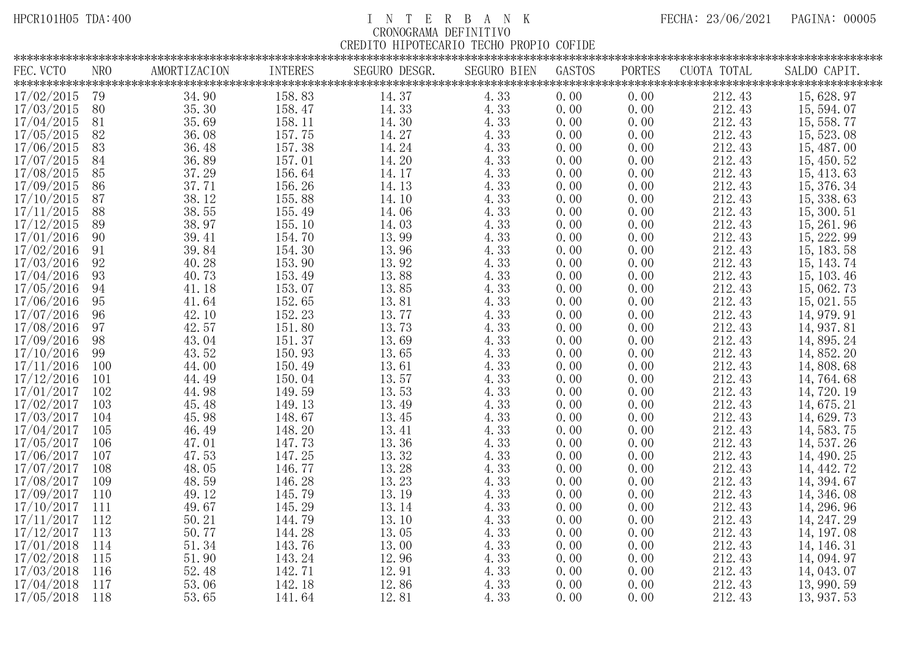HPCR101H05 TDA:400

# I N T E R B A N K

## CRONOGRAMA DEFINITIVO

### CREDITO HIPOTECARIO TECHO PROPIO COFIDE

FECHA: 23/06/2021

| FEC.VCTO | NRO | AMORTIZACION | INTERES | SEGURO DESGR. | SEGURO BIEN | GASTOS | PORTES | CUOTA TOTAL | SALDO CAPIT. |
|---|---|---|---|---|---|---|---|---|---|
| 17/02/2015 | 79 | 34.90 | 158.83 | 14.37 | 4.33 | 0.00 | 0.00 | 212.43 | 15,628.97 |
| 17/03/2015 | 80 | 35.30 | 158.47 | 14.33 | 4.33 | 0.00 | 0.00 | 212.43 | 15,594.07 |
| 17/04/2015 | 81 | 35.69 | 158.11 | 14.30 | 4.33 | 0.00 | 0.00 | 212.43 | 15,558.77 |
| 17/05/2015 | 82 | 36.08 | 157.75 | 14.27 | 4.33 | 0.00 | 0.00 | 212.43 | 15,523.08 |
| 17/06/2015 | 83 | 36.48 | 157.38 | 14.24 | 4.33 | 0.00 | 0.00 | 212.43 | 15,487.00 |
| 17/07/2015 | 84 | 36.89 | 157.01 | 14.20 | 4.33 | 0.00 | 0.00 | 212.43 | 15,450.52 |
| 17/08/2015 | 85 | 37.29 | 156.64 | 14.17 | 4.33 | 0.00 | 0.00 | 212.43 | 15,413.63 |
| 17/09/2015 | 86 | 37.71 | 156.26 | 14.13 | 4.33 | 0.00 | 0.00 | 212.43 | 15,376.34 |
| 17/10/2015 | 87 | 38.12 | 155.88 | 14.10 | 4.33 | 0.00 | 0.00 | 212.43 | 15,338.63 |
| 17/11/2015 | 88 | 38.55 | 155.49 | 14.06 | 4.33 | 0.00 | 0.00 | 212.43 | 15,300.51 |
| 17/12/2015 | 89 | 38.97 | 155.10 | 14.03 | 4.33 | 0.00 | 0.00 | 212.43 | 15,261.96 |
| 17/01/2016 | 90 | 39.41 | 154.70 | 13.99 | 4.33 | 0.00 | 0.00 | 212.43 | 15,222.99 |
| 17/02/2016 | 91 | 39.84 | 154.30 | 13.96 | 4.33 | 0.00 | 0.00 | 212.43 | 15,183.58 |
| 17/03/2016 | 92 | 40.28 | 153.90 | 13.92 | 4.33 | 0.00 | 0.00 | 212.43 | 15,143.74 |
| 17/04/2016 | 93 | 40.73 | 153.49 | 13.88 | 4.33 | 0.00 | 0.00 | 212.43 | 15,103.46 |
| 17/05/2016 | 94 | 41.18 | 153.07 | 13.85 | 4.33 | 0.00 | 0.00 | 212.43 | 15,062.73 |
| 17/06/2016 | 95 | 41.64 | 152.65 | 13.81 | 4.33 | 0.00 | 0.00 | 212.43 | 15,021.55 |
| 17/07/2016 | 96 | 42.10 | 152.23 | 13.77 | 4.33 | 0.00 | 0.00 | 212.43 | 14,979.91 |
| 17/08/2016 | 97 | 42.57 | 151.80 | 13.73 | 4.33 | 0.00 | 0.00 | 212.43 | 14,937.81 |
| 17/09/2016 | 98 | 43.04 | 151.37 | 13.69 | 4.33 | 0.00 | 0.00 | 212.43 | 14,895.24 |
| 17/10/2016 | 99 | 43.52 | 150.93 | 13.65 | 4.33 | 0.00 | 0.00 | 212.43 | 14,852.20 |
| 17/11/2016 | 100 | 44.00 | 150.49 | 13.61 | 4.33 | 0.00 | 0.00 | 212.43 | 14,808.68 |
| 17/12/2016 | 101 | 44.49 | 150.04 | 13.57 | 4.33 | 0.00 | 0.00 | 212.43 | 14,764.68 |
| 17/01/2017 | 102 | 44.98 | 149.59 | 13.53 | 4.33 | 0.00 | 0.00 | 212.43 | 14,720.19 |
| 17/02/2017 | 103 | 45.48 | 149.13 | 13.49 | 4.33 | 0.00 | 0.00 | 212.43 | 14,675.21 |
| 17/03/2017 | 104 | 45.98 | 148.67 | 13.45 | 4.33 | 0.00 | 0.00 | 212.43 | 14,629.73 |
| 17/04/2017 | 105 | 46.49 | 148.20 | 13.41 | 4.33 | 0.00 | 0.00 | 212.43 | 14,583.75 |
| 17/05/2017 | 106 | 47.01 | 147.73 | 13.36 | 4.33 | 0.00 | 0.00 | 212.43 | 14,537.26 |
| 17/06/2017 | 107 | 47.53 | 147.25 | 13.32 | 4.33 | 0.00 | 0.00 | 212.43 | 14,490.25 |
| 17/07/2017 | 108 | 48.05 | 146.77 | 13.28 | 4.33 | 0.00 | 0.00 | 212.43 | 14,442.72 |
| 17/08/2017 | 109 | 48.59 | 146.28 | 13.23 | 4.33 | 0.00 | 0.00 | 212.43 | 14,394.67 |
| 17/09/2017 | 110 | 49.12 | 145.79 | 13.19 | 4.33 | 0.00 | 0.00 | 212.43 | 14,346.08 |
| 17/10/2017 | 111 | 49.67 | 145.29 | 13.14 | 4.33 | 0.00 | 0.00 | 212.43 | 14,296.96 |
| 17/11/2017 | 112 | 50.21 | 144.79 | 13.10 | 4.33 | 0.00 | 0.00 | 212.43 | 14,247.29 |
| 17/12/2017 | 113 | 50.77 | 144.28 | 13.05 | 4.33 | 0.00 | 0.00 | 212.43 | 14,197.08 |
| 17/01/2018 | 114 | 51.34 | 143.76 | 13.00 | 4.33 | 0.00 | 0.00 | 212.43 | 14,146.31 |
| 17/02/2018 | 115 | 51.90 | 143.24 | 12.96 | 4.33 | 0.00 | 0.00 | 212.43 | 14,094.97 |
| 17/03/2018 | 116 | 52.48 | 142.71 | 12.91 | 4.33 | 0.00 | 0.00 | 212.43 | 14,043.07 |
| 17/04/2018 | 117 | 53.06 | 142.18 | 12.86 | 4.33 | 0.00 | 0.00 | 212.43 | 13,990.59 |
| 17/05/2018 | 118 | 53.65 | 141.64 | 12.81 | 4.33 | 0.00 | 0.00 | 212.43 | 13,937.53 |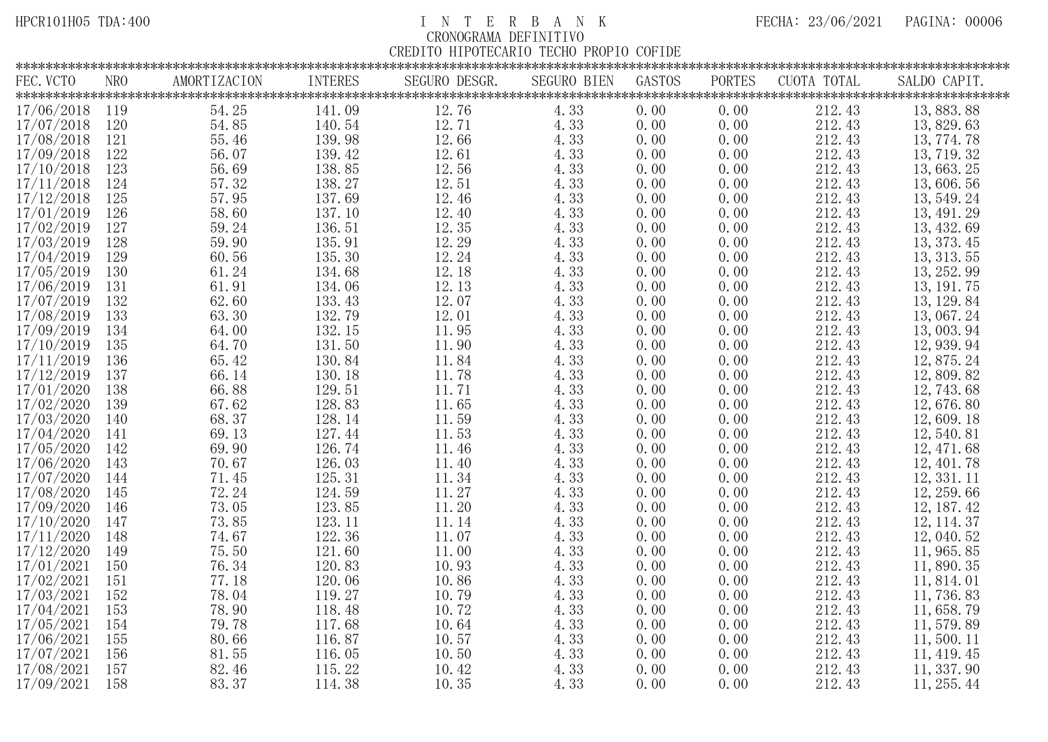HPCR101H05 TDA:400

# I N T E R B A N K

## CRONOGRAMA DEFINITIVO

### CREDITO HIPOTECARIO TECHO PROPIO COFIDE

FECHA: 23/06/2021

| FEC. VCTO | NRO | AMORTIZACION | INTERES | SEGURO DESGR. | SEGURO BIEN | GASTOS | PORTES | CUOTA TOTAL | SALDO CAPIT. |
|---|---|---|---|---|---|---|---|---|---|
| 17/06/2018 | 119 | 54.25 | 141.09 | 12.76 | 4.33 | 0.00 | 0.00 | 212.43 | 13,883.88 |
| 17/07/2018 | 120 | 54.85 | 140.54 | 12.71 | 4.33 | 0.00 | 0.00 | 212.43 | 13,829.63 |
| 17/08/2018 | 121 | 55.46 | 139.98 | 12.66 | 4.33 | 0.00 | 0.00 | 212.43 | 13,774.78 |
| 17/09/2018 | 122 | 56.07 | 139.42 | 12.61 | 4.33 | 0.00 | 0.00 | 212.43 | 13,719.32 |
| 17/10/2018 | 123 | 56.69 | 138.85 | 12.56 | 4.33 | 0.00 | 0.00 | 212.43 | 13,663.25 |
| 17/11/2018 | 124 | 57.32 | 138.27 | 12.51 | 4.33 | 0.00 | 0.00 | 212.43 | 13,606.56 |
| 17/12/2018 | 125 | 57.95 | 137.69 | 12.46 | 4.33 | 0.00 | 0.00 | 212.43 | 13,549.24 |
| 17/01/2019 | 126 | 58.60 | 137.10 | 12.40 | 4.33 | 0.00 | 0.00 | 212.43 | 13,491.29 |
| 17/02/2019 | 127 | 59.24 | 136.51 | 12.35 | 4.33 | 0.00 | 0.00 | 212.43 | 13,432.69 |
| 17/03/2019 | 128 | 59.90 | 135.91 | 12.29 | 4.33 | 0.00 | 0.00 | 212.43 | 13,373.45 |
| 17/04/2019 | 129 | 60.56 | 135.30 | 12.24 | 4.33 | 0.00 | 0.00 | 212.43 | 13,313.55 |
| 17/05/2019 | 130 | 61.24 | 134.68 | 12.18 | 4.33 | 0.00 | 0.00 | 212.43 | 13,252.99 |
| 17/06/2019 | 131 | 61.91 | 134.06 | 12.13 | 4.33 | 0.00 | 0.00 | 212.43 | 13,191.75 |
| 17/07/2019 | 132 | 62.60 | 133.43 | 12.07 | 4.33 | 0.00 | 0.00 | 212.43 | 13,129.84 |
| 17/08/2019 | 133 | 63.30 | 132.79 | 12.01 | 4.33 | 0.00 | 0.00 | 212.43 | 13,067.24 |
| 17/09/2019 | 134 | 64.00 | 132.15 | 11.95 | 4.33 | 0.00 | 0.00 | 212.43 | 13,003.94 |
| 17/10/2019 | 135 | 64.70 | 131.50 | 11.90 | 4.33 | 0.00 | 0.00 | 212.43 | 12,939.94 |
| 17/11/2019 | 136 | 65.42 | 130.84 | 11.84 | 4.33 | 0.00 | 0.00 | 212.43 | 12,875.24 |
| 17/12/2019 | 137 | 66.14 | 130.18 | 11.78 | 4.33 | 0.00 | 0.00 | 212.43 | 12,809.82 |
| 17/01/2020 | 138 | 66.88 | 129.51 | 11.71 | 4.33 | 0.00 | 0.00 | 212.43 | 12,743.68 |
| 17/02/2020 | 139 | 67.62 | 128.83 | 11.65 | 4.33 | 0.00 | 0.00 | 212.43 | 12,676.80 |
| 17/03/2020 | 140 | 68.37 | 128.14 | 11.59 | 4.33 | 0.00 | 0.00 | 212.43 | 12,609.18 |
| 17/04/2020 | 141 | 69.13 | 127.44 | 11.53 | 4.33 | 0.00 | 0.00 | 212.43 | 12,540.81 |
| 17/05/2020 | 142 | 69.90 | 126.74 | 11.46 | 4.33 | 0.00 | 0.00 | 212.43 | 12,471.68 |
| 17/06/2020 | 143 | 70.67 | 126.03 | 11.40 | 4.33 | 0.00 | 0.00 | 212.43 | 12,401.78 |
| 17/07/2020 | 144 | 71.45 | 125.31 | 11.34 | 4.33 | 0.00 | 0.00 | 212.43 | 12,331.11 |
| 17/08/2020 | 145 | 72.24 | 124.59 | 11.27 | 4.33 | 0.00 | 0.00 | 212.43 | 12,259.66 |
| 17/09/2020 | 146 | 73.05 | 123.85 | 11.20 | 4.33 | 0.00 | 0.00 | 212.43 | 12,187.42 |
| 17/10/2020 | 147 | 73.85 | 123.11 | 11.14 | 4.33 | 0.00 | 0.00 | 212.43 | 12,114.37 |
| 17/11/2020 | 148 | 74.67 | 122.36 | 11.07 | 4.33 | 0.00 | 0.00 | 212.43 | 12,040.52 |
| 17/12/2020 | 149 | 75.50 | 121.60 | 11.00 | 4.33 | 0.00 | 0.00 | 212.43 | 11,965.85 |
| 17/01/2021 | 150 | 76.34 | 120.83 | 10.93 | 4.33 | 0.00 | 0.00 | 212.43 | 11,890.35 |
| 17/02/2021 | 151 | 77.18 | 120.06 | 10.86 | 4.33 | 0.00 | 0.00 | 212.43 | 11,814.01 |
| 17/03/2021 | 152 | 78.04 | 119.27 | 10.79 | 4.33 | 0.00 | 0.00 | 212.43 | 11,736.83 |
| 17/04/2021 | 153 | 78.90 | 118.48 | 10.72 | 4.33 | 0.00 | 0.00 | 212.43 | 11,658.79 |
| 17/05/2021 | 154 | 79.78 | 117.68 | 10.64 | 4.33 | 0.00 | 0.00 | 212.43 | 11,579.89 |
| 17/06/2021 | 155 | 80.66 | 116.87 | 10.57 | 4.33 | 0.00 | 0.00 | 212.43 | 11,500.11 |
| 17/07/2021 | 156 | 81.55 | 116.05 | 10.50 | 4.33 | 0.00 | 0.00 | 212.43 | 11,419.45 |
| 17/08/2021 | 157 | 82.46 | 115.22 | 10.42 | 4.33 | 0.00 | 0.00 | 212.43 | 11,337.90 |
| 17/09/2021 | 158 | 83.37 | 114.38 | 10.35 | 4.33 | 0.00 | 0.00 | 212.43 | 11,255.44 |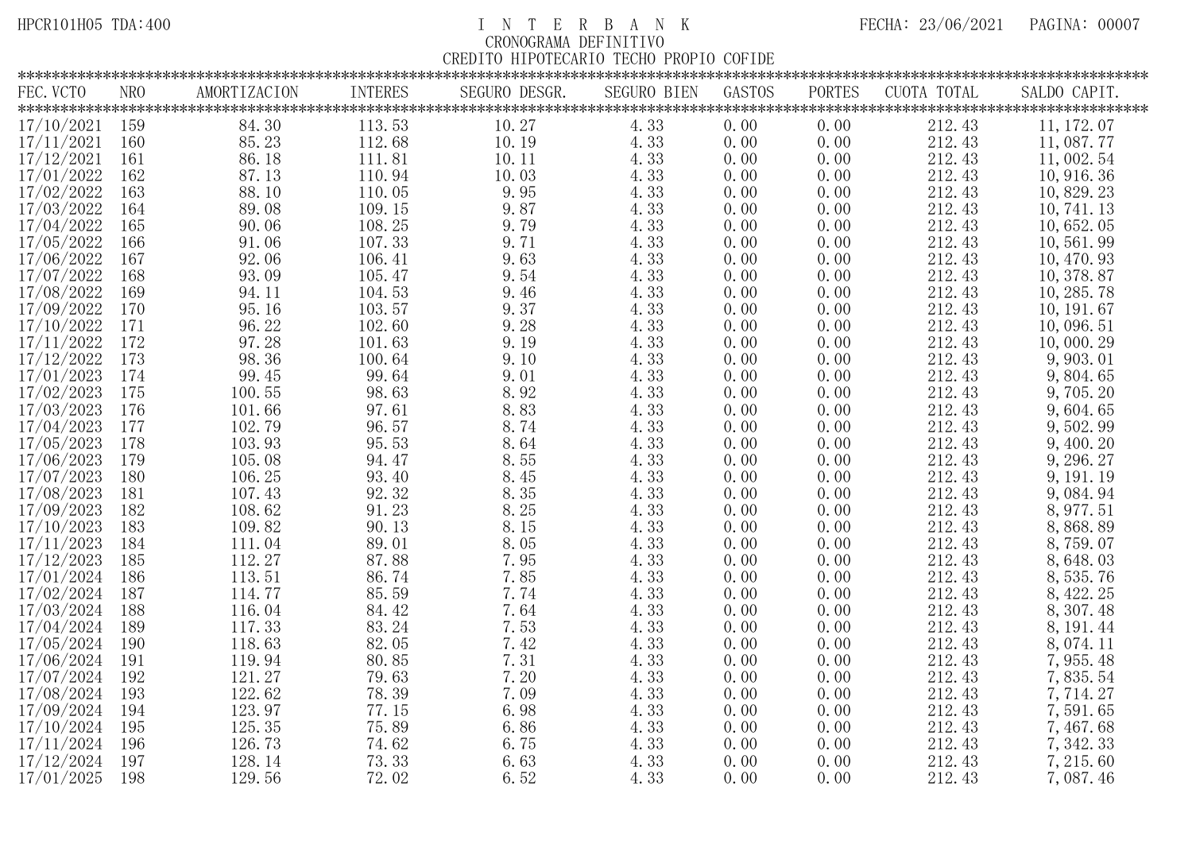HPCR101H05 TDA:400

# I N T E R B A N K

CRONOGRAMA DEFINITIVO

CREDITO HIPOTECARIO TECHO PROPIO COFIDE

FECHA: 23/06/2021 PAGINA: 00007

| FEC.VCTO | NRO | AMORTIZACION | INTERES | SEGURO DESGR. | SEGURO BIEN | GASTOS | PORTES | CUOTA TOTAL | SALDO CAPIT. |
|---|---|---|---|---|---|---|---|---|---|
| 17/10/2021 | 159 | 84.30 | 113.53 | 10.27 | 4.33 | 0.00 | 0.00 | 212.43 | 11,172.07 |
| 17/11/2021 | 160 | 85.23 | 112.68 | 10.19 | 4.33 | 0.00 | 0.00 | 212.43 | 11,087.77 |
| 17/12/2021 | 161 | 86.18 | 111.81 | 10.11 | 4.33 | 0.00 | 0.00 | 212.43 | 11,002.54 |
| 17/01/2022 | 162 | 87.13 | 110.94 | 10.03 | 4.33 | 0.00 | 0.00 | 212.43 | 10,916.36 |
| 17/02/2022 | 163 | 88.10 | 110.05 | 9.95 | 4.33 | 0.00 | 0.00 | 212.43 | 10,829.23 |
| 17/03/2022 | 164 | 89.08 | 109.15 | 9.87 | 4.33 | 0.00 | 0.00 | 212.43 | 10,741.13 |
| 17/04/2022 | 165 | 90.06 | 108.25 | 9.79 | 4.33 | 0.00 | 0.00 | 212.43 | 10,652.05 |
| 17/05/2022 | 166 | 91.06 | 107.33 | 9.71 | 4.33 | 0.00 | 0.00 | 212.43 | 10,561.99 |
| 17/06/2022 | 167 | 92.06 | 106.41 | 9.63 | 4.33 | 0.00 | 0.00 | 212.43 | 10,470.93 |
| 17/07/2022 | 168 | 93.09 | 105.47 | 9.54 | 4.33 | 0.00 | 0.00 | 212.43 | 10,378.87 |
| 17/08/2022 | 169 | 94.11 | 104.53 | 9.46 | 4.33 | 0.00 | 0.00 | 212.43 | 10,285.78 |
| 17/09/2022 | 170 | 95.16 | 103.57 | 9.37 | 4.33 | 0.00 | 0.00 | 212.43 | 10,191.67 |
| 17/10/2022 | 171 | 96.22 | 102.60 | 9.28 | 4.33 | 0.00 | 0.00 | 212.43 | 10,096.51 |
| 17/11/2022 | 172 | 97.28 | 101.63 | 9.19 | 4.33 | 0.00 | 0.00 | 212.43 | 10,000.29 |
| 17/12/2022 | 173 | 98.36 | 100.64 | 9.10 | 4.33 | 0.00 | 0.00 | 212.43 | 9,903.01 |
| 17/01/2023 | 174 | 99.45 | 99.64 | 9.01 | 4.33 | 0.00 | 0.00 | 212.43 | 9,804.65 |
| 17/02/2023 | 175 | 100.55 | 98.63 | 8.92 | 4.33 | 0.00 | 0.00 | 212.43 | 9,705.20 |
| 17/03/2023 | 176 | 101.66 | 97.61 | 8.83 | 4.33 | 0.00 | 0.00 | 212.43 | 9,604.65 |
| 17/04/2023 | 177 | 102.79 | 96.57 | 8.74 | 4.33 | 0.00 | 0.00 | 212.43 | 9,502.99 |
| 17/05/2023 | 178 | 103.93 | 95.53 | 8.64 | 4.33 | 0.00 | 0.00 | 212.43 | 9,400.20 |
| 17/06/2023 | 179 | 105.08 | 94.47 | 8.55 | 4.33 | 0.00 | 0.00 | 212.43 | 9,296.27 |
| 17/07/2023 | 180 | 106.25 | 93.40 | 8.45 | 4.33 | 0.00 | 0.00 | 212.43 | 9,191.19 |
| 17/08/2023 | 181 | 107.43 | 92.32 | 8.35 | 4.33 | 0.00 | 0.00 | 212.43 | 9,084.94 |
| 17/09/2023 | 182 | 108.62 | 91.23 | 8.25 | 4.33 | 0.00 | 0.00 | 212.43 | 8,977.51 |
| 17/10/2023 | 183 | 109.82 | 90.13 | 8.15 | 4.33 | 0.00 | 0.00 | 212.43 | 8,868.89 |
| 17/11/2023 | 184 | 111.04 | 89.01 | 8.05 | 4.33 | 0.00 | 0.00 | 212.43 | 8,759.07 |
| 17/12/2023 | 185 | 112.27 | 87.88 | 7.95 | 4.33 | 0.00 | 0.00 | 212.43 | 8,648.03 |
| 17/01/2024 | 186 | 113.51 | 86.74 | 7.85 | 4.33 | 0.00 | 0.00 | 212.43 | 8,535.76 |
| 17/02/2024 | 187 | 114.77 | 85.59 | 7.74 | 4.33 | 0.00 | 0.00 | 212.43 | 8,422.25 |
| 17/03/2024 | 188 | 116.04 | 84.42 | 7.64 | 4.33 | 0.00 | 0.00 | 212.43 | 8,307.48 |
| 17/04/2024 | 189 | 117.33 | 83.24 | 7.53 | 4.33 | 0.00 | 0.00 | 212.43 | 8,191.44 |
| 17/05/2024 | 190 | 118.63 | 82.05 | 7.42 | 4.33 | 0.00 | 0.00 | 212.43 | 8,074.11 |
| 17/06/2024 | 191 | 119.94 | 80.85 | 7.31 | 4.33 | 0.00 | 0.00 | 212.43 | 7,955.48 |
| 17/07/2024 | 192 | 121.27 | 79.63 | 7.20 | 4.33 | 0.00 | 0.00 | 212.43 | 7,835.54 |
| 17/08/2024 | 193 | 122.62 | 78.39 | 7.09 | 4.33 | 0.00 | 0.00 | 212.43 | 7,714.27 |
| 17/09/2024 | 194 | 123.97 | 77.15 | 6.98 | 4.33 | 0.00 | 0.00 | 212.43 | 7,591.65 |
| 17/10/2024 | 195 | 125.35 | 75.89 | 6.86 | 4.33 | 0.00 | 0.00 | 212.43 | 7,467.68 |
| 17/11/2024 | 196 | 126.73 | 74.62 | 6.75 | 4.33 | 0.00 | 0.00 | 212.43 | 7,342.33 |
| 17/12/2024 | 197 | 128.14 | 73.33 | 6.63 | 4.33 | 0.00 | 0.00 | 212.43 | 7,215.60 |
| 17/01/2025 | 198 | 129.56 | 72.02 | 6.52 | 4.33 | 0.00 | 0.00 | 212.43 | 7,087.46 |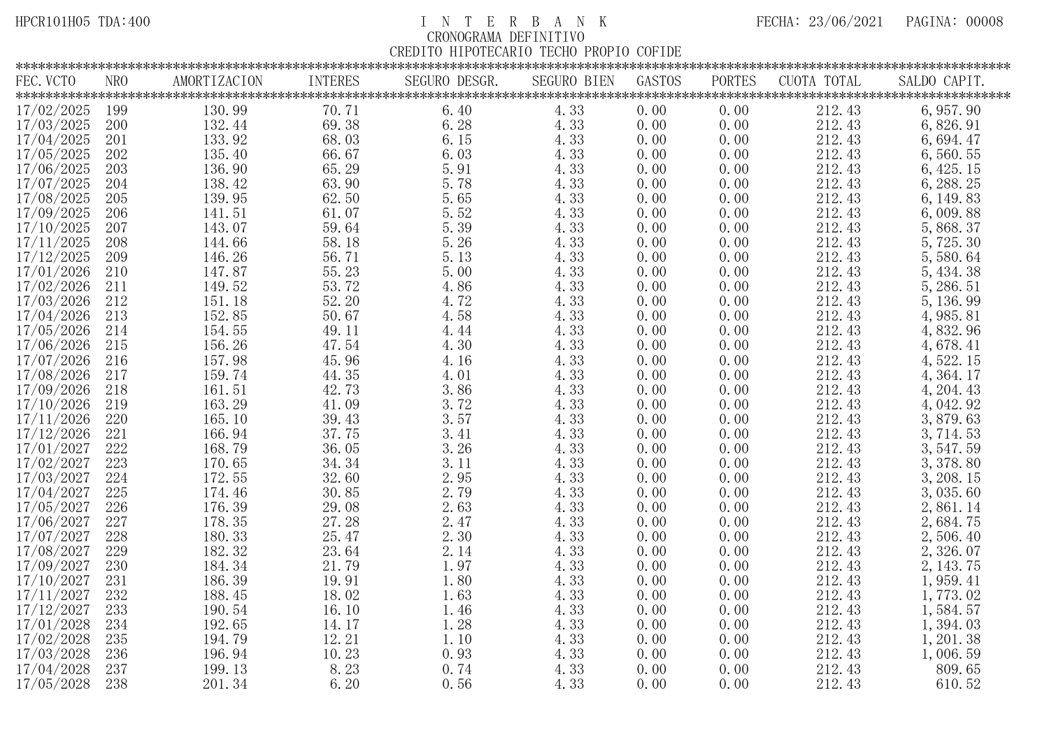I N T E R B A N K

CRONOGRAMA DEFINITIVO

CREDITO HIPOTECARIO TECHO PROPIO COFIDE

| FEC. VCTO | NRO | AMORTIZACION | INTERES | SEGURO DESGR. | SEGURO BIEN | GASTOS | PORTES | CUOTA TOTAL | SALDO CAPIT. |
|---|---|---|---|---|---|---|---|---|---|
| 17/02/2025 | 199 | 130.99 | 70.71 | 6.40 | 4.33 | 0.00 | 0.00 | 212.43 | 6,957.90 |
| 17/03/2025 | 200 | 132.44 | 69.38 | 6.28 | 4.33 | 0.00 | 0.00 | 212.43 | 6,826.91 |
| 17/04/2025 | 201 | 133.92 | 68.03 | 6.15 | 4.33 | 0.00 | 0.00 | 212.43 | 6,694.47 |
| 17/05/2025 | 202 | 135.40 | 66.67 | 6.03 | 4.33 | 0.00 | 0.00 | 212.43 | 6,560.55 |
| 17/06/2025 | 203 | 136.90 | 65.29 | 5.91 | 4.33 | 0.00 | 0.00 | 212.43 | 6,425.15 |
| 17/07/2025 | 204 | 138.42 | 63.90 | 5.78 | 4.33 | 0.00 | 0.00 | 212.43 | 6,288.25 |
| 17/08/2025 | 205 | 139.95 | 62.50 | 5.65 | 4.33 | 0.00 | 0.00 | 212.43 | 6,149.83 |
| 17/09/2025 | 206 | 141.51 | 61.07 | 5.52 | 4.33 | 0.00 | 0.00 | 212.43 | 6,009.88 |
| 17/10/2025 | 207 | 143.07 | 59.64 | 5.39 | 4.33 | 0.00 | 0.00 | 212.43 | 5,868.37 |
| 17/11/2025 | 208 | 144.66 | 58.18 | 5.26 | 4.33 | 0.00 | 0.00 | 212.43 | 5,725.30 |
| 17/12/2025 | 209 | 146.26 | 56.71 | 5.13 | 4.33 | 0.00 | 0.00 | 212.43 | 5,580.64 |
| 17/01/2026 | 210 | 147.87 | 55.23 | 5.00 | 4.33 | 0.00 | 0.00 | 212.43 | 5,434.38 |
| 17/02/2026 | 211 | 149.52 | 53.72 | 4.86 | 4.33 | 0.00 | 0.00 | 212.43 | 5,286.51 |
| 17/03/2026 | 212 | 151.18 | 52.20 | 4.72 | 4.33 | 0.00 | 0.00 | 212.43 | 5,136.99 |
| 17/04/2026 | 213 | 152.85 | 50.67 | 4.58 | 4.33 | 0.00 | 0.00 | 212.43 | 4,985.81 |
| 17/05/2026 | 214 | 154.55 | 49.11 | 4.44 | 4.33 | 0.00 | 0.00 | 212.43 | 4,832.96 |
| 17/06/2026 | 215 | 156.26 | 47.54 | 4.30 | 4.33 | 0.00 | 0.00 | 212.43 | 4,678.41 |
| 17/07/2026 | 216 | 157.98 | 45.96 | 4.16 | 4.33 | 0.00 | 0.00 | 212.43 | 4,522.15 |
| 17/08/2026 | 217 | 159.74 | 44.35 | 4.01 | 4.33 | 0.00 | 0.00 | 212.43 | 4,364.17 |
| 17/09/2026 | 218 | 161.51 | 42.73 | 3.86 | 4.33 | 0.00 | 0.00 | 212.43 | 4,204.43 |
| 17/10/2026 | 219 | 163.29 | 41.09 | 3.72 | 4.33 | 0.00 | 0.00 | 212.43 | 4,042.92 |
| 17/11/2026 | 220 | 165.10 | 39.43 | 3.57 | 4.33 | 0.00 | 0.00 | 212.43 | 3,879.63 |
| 17/12/2026 | 221 | 166.94 | 37.75 | 3.41 | 4.33 | 0.00 | 0.00 | 212.43 | 3,714.53 |
| 17/01/2027 | 222 | 168.79 | 36.05 | 3.26 | 4.33 | 0.00 | 0.00 | 212.43 | 3,547.59 |
| 17/02/2027 | 223 | 170.65 | 34.34 | 3.11 | 4.33 | 0.00 | 0.00 | 212.43 | 3,378.80 |
| 17/03/2027 | 224 | 172.55 | 32.60 | 2.95 | 4.33 | 0.00 | 0.00 | 212.43 | 3,208.15 |
| 17/04/2027 | 225 | 174.46 | 30.85 | 2.79 | 4.33 | 0.00 | 0.00 | 212.43 | 3,035.60 |
| 17/05/2027 | 226 | 176.39 | 29.08 | 2.63 | 4.33 | 0.00 | 0.00 | 212.43 | 2,861.14 |
| 17/06/2027 | 227 | 178.35 | 27.28 | 2.47 | 4.33 | 0.00 | 0.00 | 212.43 | 2,684.75 |
| 17/07/2027 | 228 | 180.33 | 25.47 | 2.30 | 4.33 | 0.00 | 0.00 | 212.43 | 2,506.40 |
| 17/08/2027 | 229 | 182.32 | 23.64 | 2.14 | 4.33 | 0.00 | 0.00 | 212.43 | 2,326.07 |
| 17/09/2027 | 230 | 184.34 | 21.79 | 1.97 | 4.33 | 0.00 | 0.00 | 212.43 | 2,143.75 |
| 17/10/2027 | 231 | 186.39 | 19.91 | 1.80 | 4.33 | 0.00 | 0.00 | 212.43 | 1,959.41 |
| 17/11/2027 | 232 | 188.45 | 18.02 | 1.63 | 4.33 | 0.00 | 0.00 | 212.43 | 1,773.02 |
| 17/12/2027 | 233 | 190.54 | 16.10 | 1.46 | 4.33 | 0.00 | 0.00 | 212.43 | 1,584.57 |
| 17/01/2028 | 234 | 192.65 | 14.17 | 1.28 | 4.33 | 0.00 | 0.00 | 212.43 | 1,394.03 |
| 17/02/2028 | 235 | 194.79 | 12.21 | 1.10 | 4.33 | 0.00 | 0.00 | 212.43 | 1,201.38 |
| 17/03/2028 | 236 | 196.94 | 10.23 | 0.93 | 4.33 | 0.00 | 0.00 | 212.43 | 1,006.59 |
| 17/04/2028 | 237 | 199.13 | 8.23 | 0.74 | 4.33 | 0.00 | 0.00 | 212.43 | 809.65 |
| 17/05/2028 | 238 | 201.34 | 6.20 | 0.56 | 4.33 | 0.00 | 0.00 | 212.43 | 610.52 |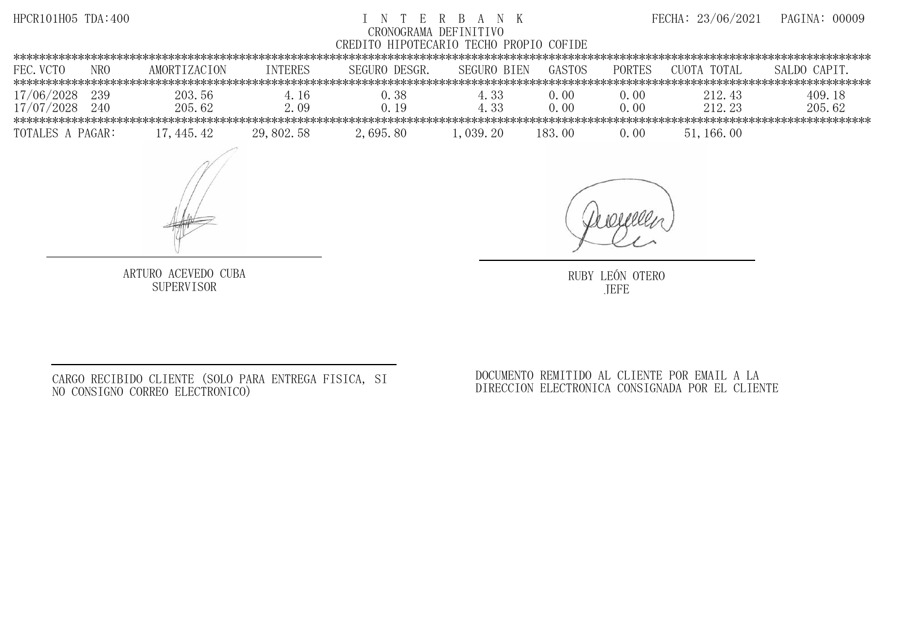HPCR101H05 TDA:400

# I N T E R B A N K

## CRONOGRAMA DEFINITIVO

### CREDITO HIPOTECARIO TECHO PROPIO COFIDE

FECHA: 23/06/2021 PAGINA: 00009

| FEC. VCTO | NRO | AMORTIZACION | INTERES | SEGURO DESGR. | SEGURO BIEN | GASTOS | PORTES | CUOTA TOTAL | SALDO CAPIT. |
|---|---|---|---|---|---|---|---|---|---|
| 17/06/2028 | 239 | 203.56 | 4.16 | 0.38 | 4.33 | 0.00 | 0.00 | 212.43 | 409.18 |
| 17/07/2028 | 240 | 205.62 | 2.09 | 0.19 | 4.33 | 0.00 | 0.00 | 212.23 | 205.62 |
| TOTALES A PAGAR: | | 17,445.42 | 29,802.58 | 2,695.80 | 1,039.20 | 183.00 | 0.00 | 51,166.00 | |

ARTURO ACEVEDO CUBA
SUPERVISOR

RUBY LEÓN OTERO
JEFE

CARGO RECIBIDO CLIENTE (SOLO PARA ENTREGA FISICA, SI NO CONSIGNO CORREO ELECTRONICO)

DOCUMENTO REMITIDO AL CLIENTE POR EMAIL A LA DIRECCION ELECTRONICA CONSIGNADA POR EL CLIENTE